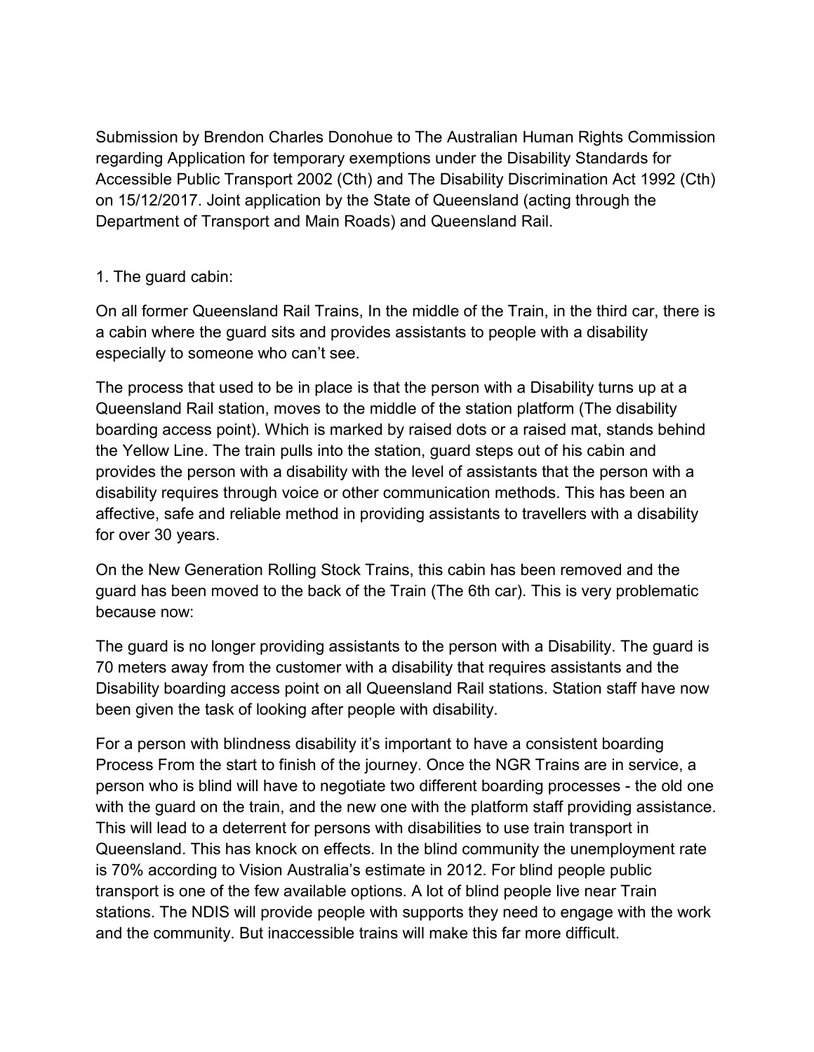Submission by Brendon Charles Donohue to The Australian Human Rights Commission regarding Application for temporary exemptions under the Disability Standards for Accessible Public Transport 2002 (Cth) and The Disability Discrimination Act 1992 (Cth) on 15/12/2017. Joint application by the State of Queensland (acting through the Department of Transport and Main Roads) and Queensland Rail.

1. The guard cabin:

On all former Queensland Rail Trains, In the middle of the Train, in the third car, there is a cabin where the guard sits and provides assistants to people with a disability especially to someone who can't see.

The process that used to be in place is that the person with a Disability turns up at a Queensland Rail station, moves to the middle of the station platform (The disability boarding access point). Which is marked by raised dots or a raised mat, stands behind the Yellow Line. The train pulls into the station, guard steps out of his cabin and provides the person with a disability with the level of assistants that the person with a disability requires through voice or other communication methods. This has been an affective, safe and reliable method in providing assistants to travellers with a disability for over 30 years.

On the New Generation Rolling Stock Trains, this cabin has been removed and the guard has been moved to the back of the Train (The 6th car). This is very problematic because now:

The guard is no longer providing assistants to the person with a Disability. The guard is 70 meters away from the customer with a disability that requires assistants and the Disability boarding access point on all Queensland Rail stations. Station staff have now been given the task of looking after people with disability.

For a person with blindness disability it's important to have a consistent boarding Process From the start to finish of the journey. Once the NGR Trains are in service, a person who is blind will have to negotiate two different boarding processes - the old one with the guard on the train, and the new one with the platform staff providing assistance. This will lead to a deterrent for persons with disabilities to use train transport in Queensland. This has knock on effects. In the blind community the unemployment rate is 70% according to Vision Australia's estimate in 2012. For blind people public transport is one of the few available options. A lot of blind people live near Train stations. The NDIS will provide people with supports they need to engage with the work and the community. But inaccessible trains will make this far more difficult.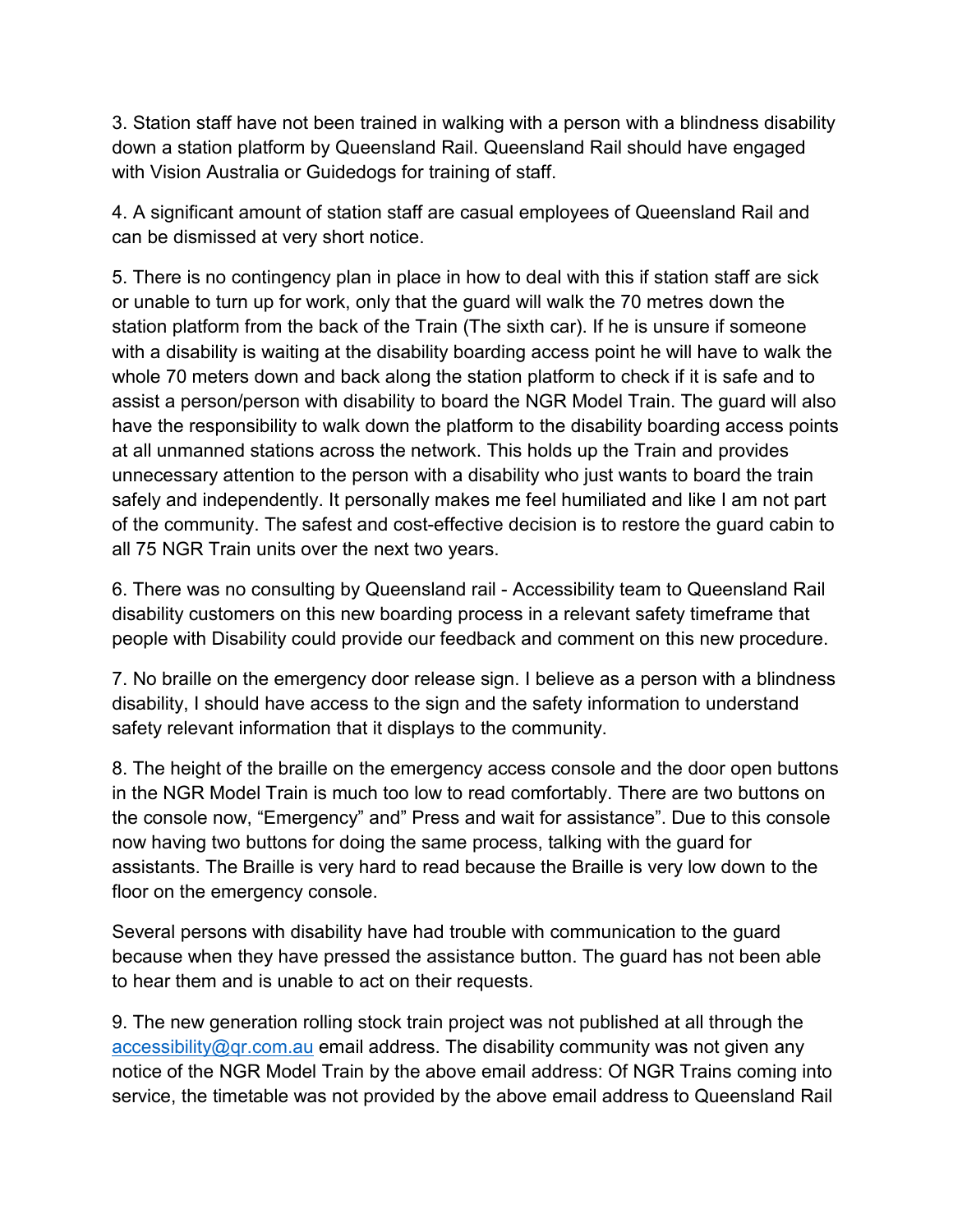3. Station staff have not been trained in walking with a person with a blindness disability down a station platform by Queensland Rail. Queensland Rail should have engaged with Vision Australia or Guidedogs for training of staff.

4. A significant amount of station staff are casual employees of Queensland Rail and can be dismissed at very short notice.

5. There is no contingency plan in place in how to deal with this if station staff are sick or unable to turn up for work, only that the guard will walk the 70 metres down the station platform from the back of the Train (The sixth car). If he is unsure if someone with a disability is waiting at the disability boarding access point he will have to walk the whole 70 meters down and back along the station platform to check if it is safe and to assist a person/person with disability to board the NGR Model Train. The guard will also have the responsibility to walk down the platform to the disability boarding access points at all unmanned stations across the network. This holds up the Train and provides unnecessary attention to the person with a disability who just wants to board the train safely and independently. It personally makes me feel humiliated and like I am not part of the community. The safest and cost-effective decision is to restore the guard cabin to all 75 NGR Train units over the next two years.

6. There was no consulting by Queensland rail - Accessibility team to Queensland Rail disability customers on this new boarding process in a relevant safety timeframe that people with Disability could provide our feedback and comment on this new procedure.

7. No braille on the emergency door release sign. I believe as a person with a blindness disability, I should have access to the sign and the safety information to understand safety relevant information that it displays to the community.

8. The height of the braille on the emergency access console and the door open buttons in the NGR Model Train is much too low to read comfortably. There are two buttons on the console now, "Emergency" and" Press and wait for assistance". Due to this console now having two buttons for doing the same process, talking with the guard for assistants. The Braille is very hard to read because the Braille is very low down to the floor on the emergency console.

Several persons with disability have had trouble with communication to the guard because when they have pressed the assistance button. The guard has not been able to hear them and is unable to act on their requests.

9. The new generation rolling stock train project was not published at all through the [accessibility@qr.com.au](mailto:accessibility@qr.com.au) email address. The disability community was not given any notice of the NGR Model Train by the above email address: Of NGR Trains coming into service, the timetable was not provided by the above email address to Queensland Rail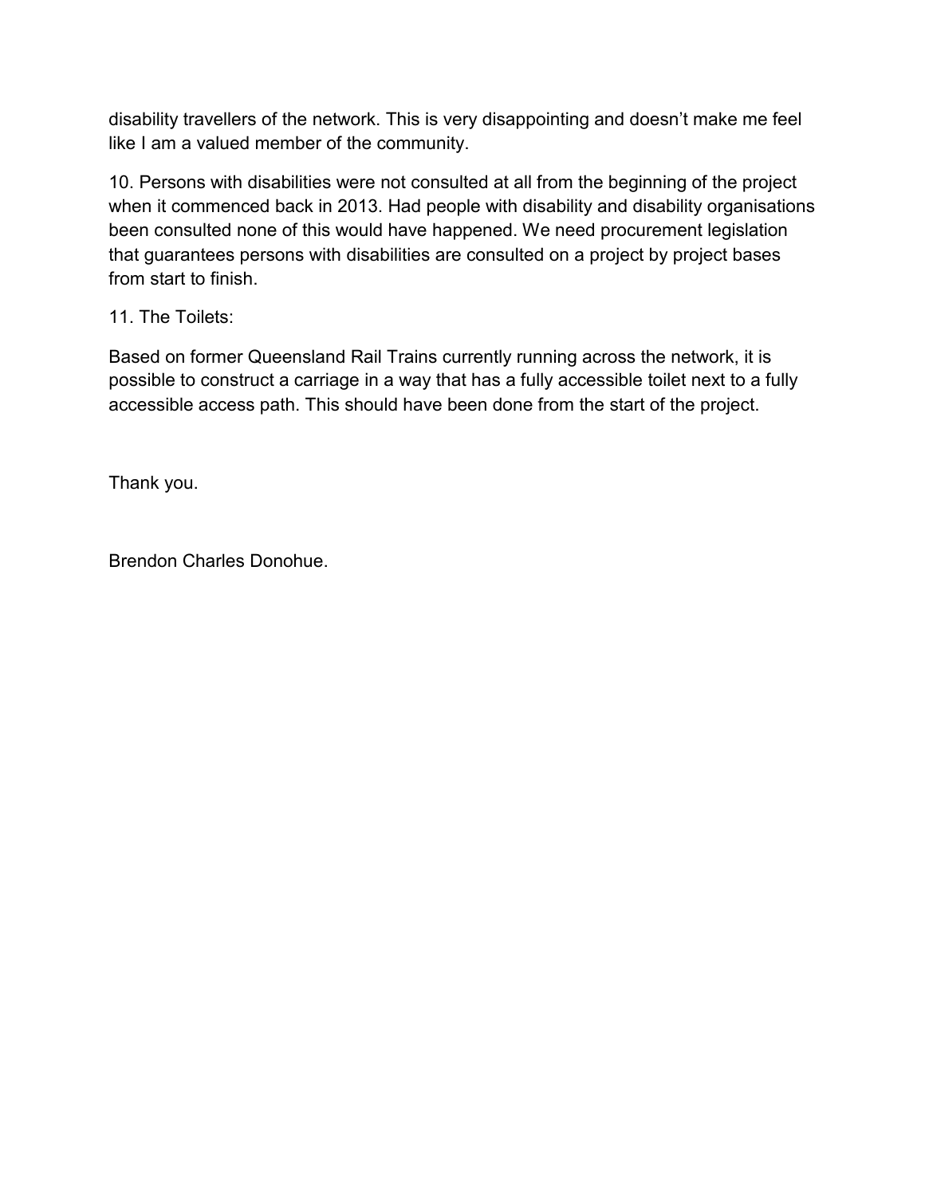disability travellers of the network. This is very disappointing and doesn't make me feel like I am a valued member of the community.

10. Persons with disabilities were not consulted at all from the beginning of the project when it commenced back in 2013. Had people with disability and disability organisations been consulted none of this would have happened. We need procurement legislation that guarantees persons with disabilities are consulted on a project by project bases from start to finish.

11. The Toilets:

Based on former Queensland Rail Trains currently running across the network, it is possible to construct a carriage in a way that has a fully accessible toilet next to a fully accessible access path. This should have been done from the start of the project.

Thank you.

Brendon Charles Donohue.